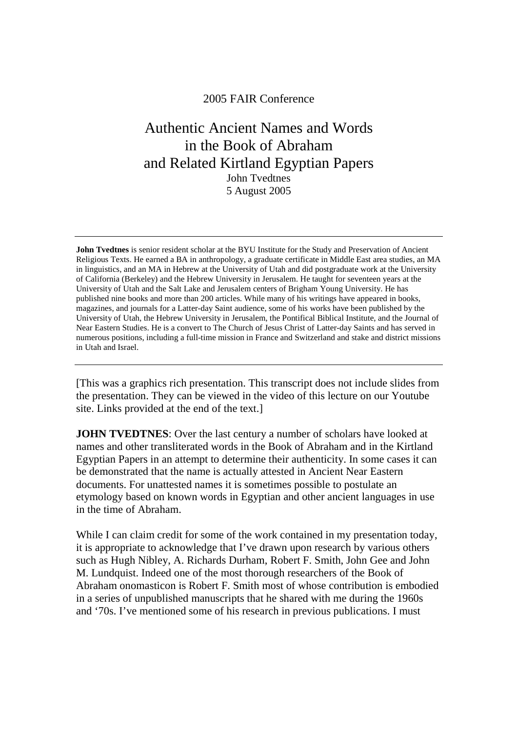2005 FAIR Conference

# Authentic Ancient Names and Words in the Book of Abraham and Related Kirtland Egyptian Papers

John Tvedtnes

5 August 2005

---

**John Tvedtnes** is senior resident scholar at the BYU Institute for the Study and Preservation of Ancient Religious Texts. He earned a BA in anthropology, a graduate certificate in Middle East area studies, an MA in linguistics, and an MA in Hebrew at the University of Utah and did postgraduate work at the University of California (Berkeley) and the Hebrew University in Jerusalem. He taught for seventeen years at the University of Utah and the Salt Lake and Jerusalem centers of Brigham Young University. He has published nine books and more than 200 articles. While many of his writings have appeared in books, magazines, and journals for a Latter-day Saint audience, some of his works have been published by the University of Utah, the Hebrew University in Jerusalem, the Pontifical Biblical Institute, and the Journal of Near Eastern Studies. He is a convert to The Church of Jesus Christ of Latter-day Saints and has served in numerous positions, including a full-time mission in France and Switzerland and stake and district missions in Utah and Israel.

---

[This was a graphics rich presentation. This transcript does not include slides from the presentation. They can be viewed in the video of this lecture on our Youtube site. Links provided at the end of the text.]

**JOHN TVEDTNES**: Over the last century a number of scholars have looked at names and other transliterated words in the Book of Abraham and in the Kirtland Egyptian Papers in an attempt to determine their authenticity. In some cases it can be demonstrated that the name is actually attested in Ancient Near Eastern documents. For unattested names it is sometimes possible to postulate an etymology based on known words in Egyptian and other ancient languages in use in the time of Abraham.

While I can claim credit for some of the work contained in my presentation today, it is appropriate to acknowledge that I've drawn upon research by various others such as Hugh Nibley, A. Richards Durham, Robert F. Smith, John Gee and John M. Lundquist. Indeed one of the most thorough researchers of the Book of Abraham onomasticon is Robert F. Smith most of whose contribution is embodied in a series of unpublished manuscripts that he shared with me during the 1960s and '70s. I've mentioned some of his research in previous publications. I must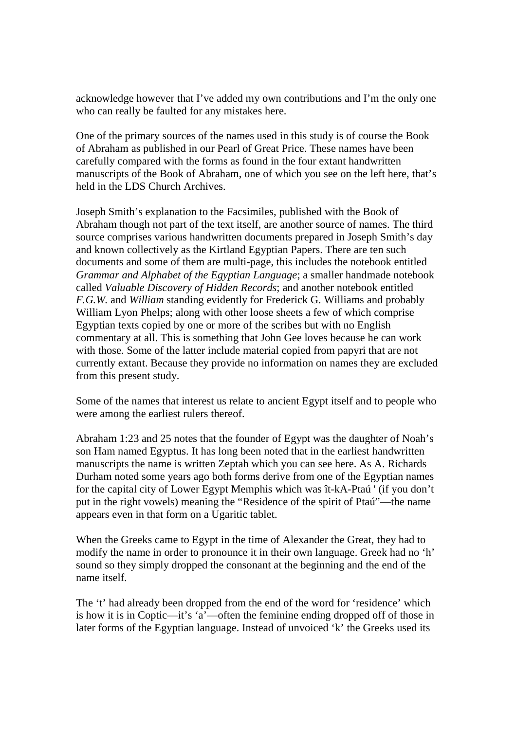acknowledge however that I've added my own contributions and I'm the only one who can really be faulted for any mistakes here.

One of the primary sources of the names used in this study is of course the Book of Abraham as published in our Pearl of Great Price. These names have been carefully compared with the forms as found in the four extant handwritten manuscripts of the Book of Abraham, one of which you see on the left here, that's held in the LDS Church Archives.

Joseph Smith's explanation to the Facsimiles, published with the Book of Abraham though not part of the text itself, are another source of names. The third source comprises various handwritten documents prepared in Joseph Smith's day and known collectively as the Kirtland Egyptian Papers. There are ten such documents and some of them are multi-page, this includes the notebook entitled *Grammar and Alphabet of the Egyptian Language*; a smaller handmade notebook called *Valuable Discovery of Hidden Records*; and another notebook entitled *F.G.W.* and *William* standing evidently for Frederick G. Williams and probably William Lyon Phelps; along with other loose sheets a few of which comprise Egyptian texts copied by one or more of the scribes but with no English commentary at all. This is something that John Gee loves because he can work with those. Some of the latter include material copied from papyri that are not currently extant. Because they provide no information on names they are excluded from this present study.

Some of the names that interest us relate to ancient Egypt itself and to people who were among the earliest rulers thereof.

Abraham 1:23 and 25 notes that the founder of Egypt was the daughter of Noah's son Ham named Egyptus. It has long been noted that in the earliest handwritten manuscripts the name is written Zeptah which you can see here. As A. Richards Durham noted some years ago both forms derive from one of the Egyptian names for the capital city of Lower Egypt Memphis which was ît-kA-Ptaú ' (if you don't put in the right vowels) meaning the "Residence of the spirit of Ptaú"—the name appears even in that form on a Ugaritic tablet.

When the Greeks came to Egypt in the time of Alexander the Great, they had to modify the name in order to pronounce it in their own language. Greek had no 'h' sound so they simply dropped the consonant at the beginning and the end of the name itself.

The 't' had already been dropped from the end of the word for 'residence' which is how it is in Coptic—it's 'a'—often the feminine ending dropped off of those in later forms of the Egyptian language. Instead of unvoiced 'k' the Greeks used its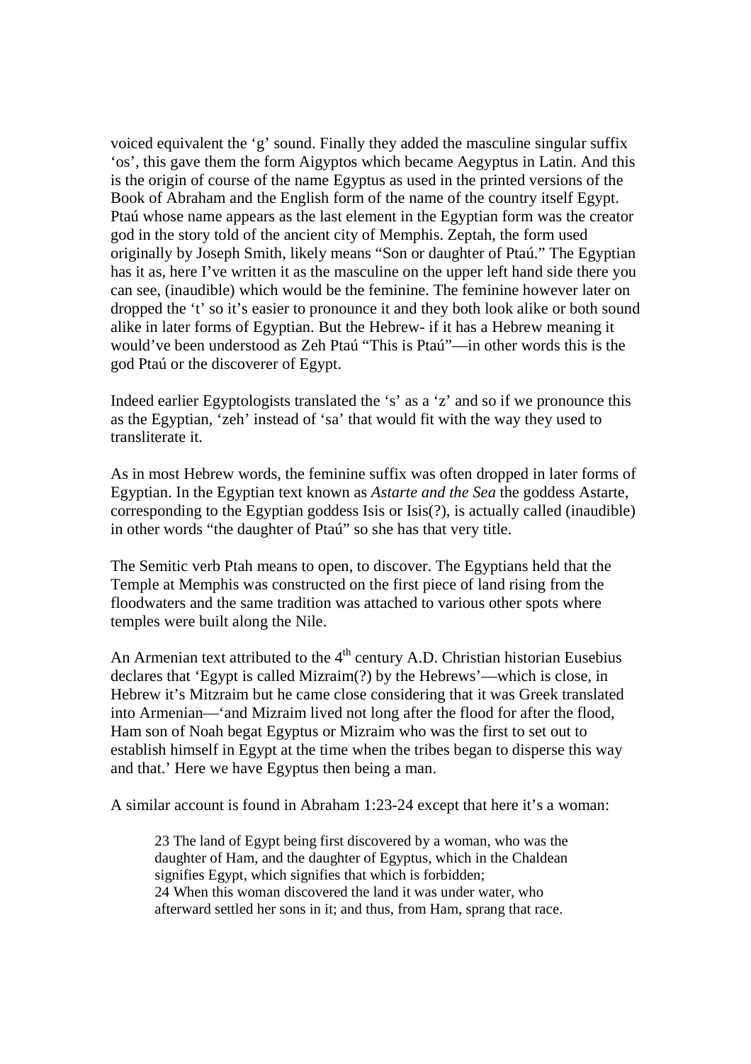voiced equivalent the 'g' sound. Finally they added the masculine singular suffix 'os', this gave them the form Aigyptos which became Aegyptus in Latin. And this is the origin of course of the name Egyptus as used in the printed versions of the Book of Abraham and the English form of the name of the country itself Egypt. Ptaú whose name appears as the last element in the Egyptian form was the creator god in the story told of the ancient city of Memphis. Zeptah, the form used originally by Joseph Smith, likely means "Son or daughter of Ptaú." The Egyptian has it as, here I've written it as the masculine on the upper left hand side there you can see, (inaudible) which would be the feminine. The feminine however later on dropped the 't' so it's easier to pronounce it and they both look alike or both sound alike in later forms of Egyptian. But the Hebrew- if it has a Hebrew meaning it would've been understood as Zeh Ptaú "This is Ptaú"—in other words this is the god Ptaú or the discoverer of Egypt.

Indeed earlier Egyptologists translated the 's' as a 'z' and so if we pronounce this as the Egyptian, 'zeh' instead of 'sa' that would fit with the way they used to transliterate it.

As in most Hebrew words, the feminine suffix was often dropped in later forms of Egyptian. In the Egyptian text known as *Astarte and the Sea* the goddess Astarte, corresponding to the Egyptian goddess Isis or Isis(?), is actually called (inaudible) in other words "the daughter of Ptaú" so she has that very title.

The Semitic verb Ptah means to open, to discover. The Egyptians held that the Temple at Memphis was constructed on the first piece of land rising from the floodwaters and the same tradition was attached to various other spots where temples were built along the Nile.

An Armenian text attributed to the 4th century A.D. Christian historian Eusebius declares that 'Egypt is called Mizraim(?) by the Hebrews'—which is close, in Hebrew it's Mitzraim but he came close considering that it was Greek translated into Armenian—'and Mizraim lived not long after the flood for after the flood, Ham son of Noah begat Egyptus or Mizraim who was the first to set out to establish himself in Egypt at the time when the tribes began to disperse this way and that.' Here we have Egyptus then being a man.

A similar account is found in Abraham 1:23-24 except that here it's a woman:

> 23 The land of Egypt being first discovered by a woman, who was the daughter of Ham, and the daughter of Egyptus, which in the Chaldean signifies Egypt, which signifies that which is forbidden;
> 24 When this woman discovered the land it was under water, who afterward settled her sons in it; and thus, from Ham, sprang that race.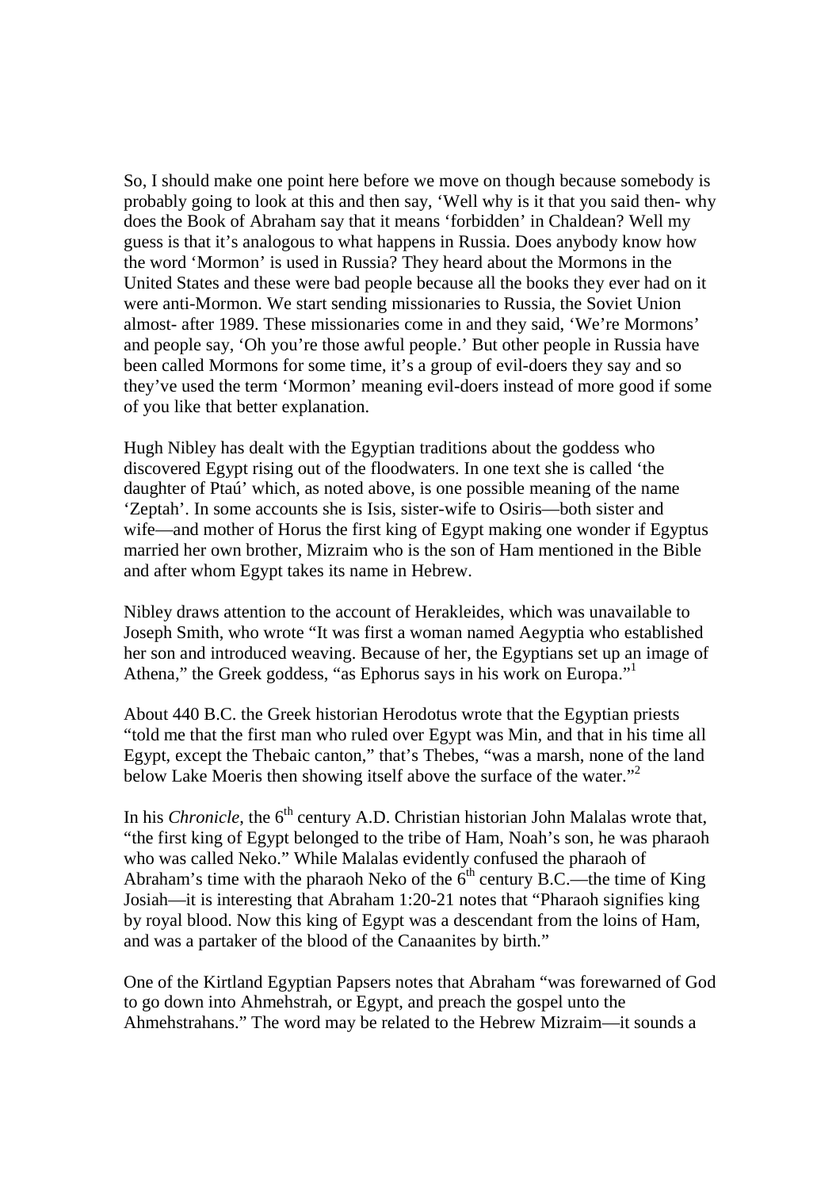So, I should make one point here before we move on though because somebody is probably going to look at this and then say, 'Well why is it that you said then- why does the Book of Abraham say that it means 'forbidden' in Chaldean? Well my guess is that it's analogous to what happens in Russia. Does anybody know how the word 'Mormon' is used in Russia? They heard about the Mormons in the United States and these were bad people because all the books they ever had on it were anti-Mormon. We start sending missionaries to Russia, the Soviet Union almost- after 1989. These missionaries come in and they said, 'We're Mormons' and people say, 'Oh you're those awful people.' But other people in Russia have been called Mormons for some time, it's a group of evil-doers they say and so they've used the term 'Mormon' meaning evil-doers instead of more good if some of you like that better explanation.

Hugh Nibley has dealt with the Egyptian traditions about the goddess who discovered Egypt rising out of the floodwaters. In one text she is called 'the daughter of Ptaú' which, as noted above, is one possible meaning of the name 'Zeptah'. In some accounts she is Isis, sister-wife to Osiris—both sister and wife—and mother of Horus the first king of Egypt making one wonder if Egyptus married her own brother, Mizraim who is the son of Ham mentioned in the Bible and after whom Egypt takes its name in Hebrew.

Nibley draws attention to the account of Herakleides, which was unavailable to Joseph Smith, who wrote "It was first a woman named Aegyptia who established her son and introduced weaving. Because of her, the Egyptians set up an image of Athena," the Greek goddess, "as Ephorus says in his work on Europa."[1]

About 440 B.C. the Greek historian Herodotus wrote that the Egyptian priests "told me that the first man who ruled over Egypt was Min, and that in his time all Egypt, except the Thebaic canton," that's Thebes, "was a marsh, none of the land below Lake Moeris then showing itself above the surface of the water."[2]

In his *Chronicle*, the 6th century A.D. Christian historian John Malalas wrote that, "the first king of Egypt belonged to the tribe of Ham, Noah's son, he was pharaoh who was called Neko." While Malalas evidently confused the pharaoh of Abraham's time with the pharaoh Neko of the 6th century B.C.—the time of King Josiah—it is interesting that Abraham 1:20-21 notes that "Pharaoh signifies king by royal blood. Now this king of Egypt was a descendant from the loins of Ham, and was a partaker of the blood of the Canaanites by birth."

One of the Kirtland Egyptian Papsers notes that Abraham "was forewarned of God to go down into Ahmehstrah, or Egypt, and preach the gospel unto the Ahmehstrahans." The word may be related to the Hebrew Mizraim—it sounds a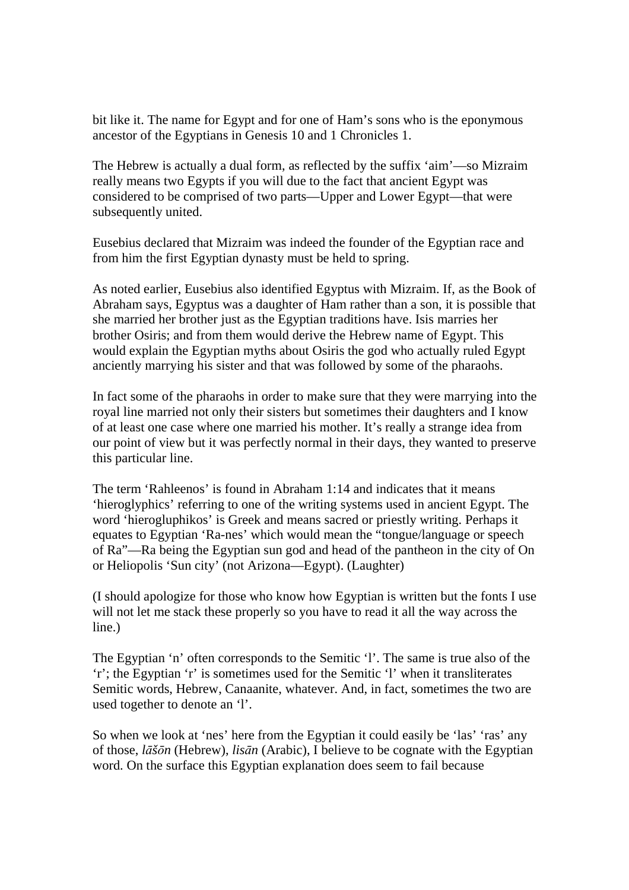bit like it. The name for Egypt and for one of Ham's sons who is the eponymous ancestor of the Egyptians in Genesis 10 and 1 Chronicles 1.

The Hebrew is actually a dual form, as reflected by the suffix 'aim'—so Mizraim really means two Egypts if you will due to the fact that ancient Egypt was considered to be comprised of two parts—Upper and Lower Egypt—that were subsequently united.

Eusebius declared that Mizraim was indeed the founder of the Egyptian race and from him the first Egyptian dynasty must be held to spring.

As noted earlier, Eusebius also identified Egyptus with Mizraim. If, as the Book of Abraham says, Egyptus was a daughter of Ham rather than a son, it is possible that she married her brother just as the Egyptian traditions have. Isis marries her brother Osiris; and from them would derive the Hebrew name of Egypt. This would explain the Egyptian myths about Osiris the god who actually ruled Egypt anciently marrying his sister and that was followed by some of the pharaohs.

In fact some of the pharaohs in order to make sure that they were marrying into the royal line married not only their sisters but sometimes their daughters and I know of at least one case where one married his mother. It's really a strange idea from our point of view but it was perfectly normal in their days, they wanted to preserve this particular line.

The term 'Rahleenos' is found in Abraham 1:14 and indicates that it means 'hieroglyphics' referring to one of the writing systems used in ancient Egypt. The word 'hierogluphikos' is Greek and means sacred or priestly writing. Perhaps it equates to Egyptian 'Ra-nes' which would mean the "tongue/language or speech of Ra"—Ra being the Egyptian sun god and head of the pantheon in the city of On or Heliopolis 'Sun city' (not Arizona—Egypt). (Laughter)

(I should apologize for those who know how Egyptian is written but the fonts I use will not let me stack these properly so you have to read it all the way across the line.)

The Egyptian 'n' often corresponds to the Semitic 'l'. The same is true also of the 'r'; the Egyptian 'r' is sometimes used for the Semitic 'l' when it transliterates Semitic words, Hebrew, Canaanite, whatever. And, in fact, sometimes the two are used together to denote an 'l'.

So when we look at 'nes' here from the Egyptian it could easily be 'las' 'ras' any of those, *lāšōn* (Hebrew), *lisān* (Arabic), I believe to be cognate with the Egyptian word. On the surface this Egyptian explanation does seem to fail because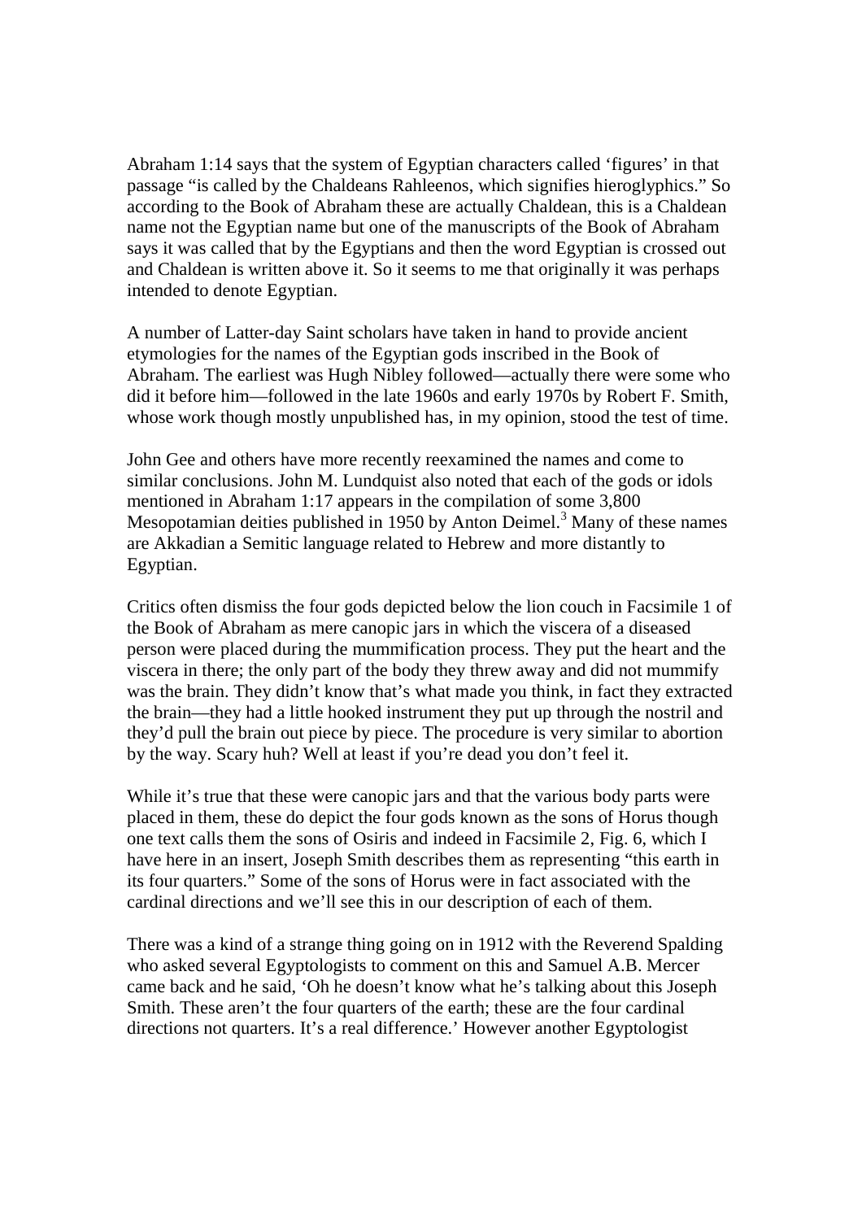Abraham 1:14 says that the system of Egyptian characters called 'figures' in that passage "is called by the Chaldeans Rahleenos, which signifies hieroglyphics." So according to the Book of Abraham these are actually Chaldean, this is a Chaldean name not the Egyptian name but one of the manuscripts of the Book of Abraham says it was called that by the Egyptians and then the word Egyptian is crossed out and Chaldean is written above it. So it seems to me that originally it was perhaps intended to denote Egyptian.

A number of Latter-day Saint scholars have taken in hand to provide ancient etymologies for the names of the Egyptian gods inscribed in the Book of Abraham. The earliest was Hugh Nibley followed—actually there were some who did it before him—followed in the late 1960s and early 1970s by Robert F. Smith, whose work though mostly unpublished has, in my opinion, stood the test of time.

John Gee and others have more recently reexamined the names and come to similar conclusions. John M. Lundquist also noted that each of the gods or idols mentioned in Abraham 1:17 appears in the compilation of some 3,800 Mesopotamian deities published in 1950 by Anton Deimel.[3] Many of these names are Akkadian a Semitic language related to Hebrew and more distantly to Egyptian.

Critics often dismiss the four gods depicted below the lion couch in Facsimile 1 of the Book of Abraham as mere canopic jars in which the viscera of a diseased person were placed during the mummification process. They put the heart and the viscera in there; the only part of the body they threw away and did not mummify was the brain. They didn't know that's what made you think, in fact they extracted the brain—they had a little hooked instrument they put up through the nostril and they'd pull the brain out piece by piece. The procedure is very similar to abortion by the way. Scary huh? Well at least if you're dead you don't feel it.

While it's true that these were canopic jars and that the various body parts were placed in them, these do depict the four gods known as the sons of Horus though one text calls them the sons of Osiris and indeed in Facsimile 2, Fig. 6, which I have here in an insert, Joseph Smith describes them as representing "this earth in its four quarters." Some of the sons of Horus were in fact associated with the cardinal directions and we'll see this in our description of each of them.

There was a kind of a strange thing going on in 1912 with the Reverend Spalding who asked several Egyptologists to comment on this and Samuel A.B. Mercer came back and he said, 'Oh he doesn't know what he's talking about this Joseph Smith. These aren't the four quarters of the earth; these are the four cardinal directions not quarters. It's a real difference.' However another Egyptologist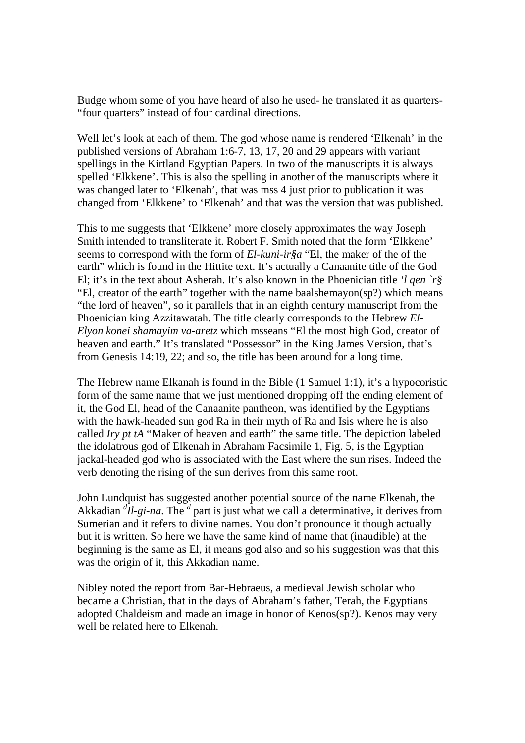Budge whom some of you have heard of also he used- he translated it as quarters- "four quarters" instead of four cardinal directions.

Well let's look at each of them. The god whose name is rendered 'Elkenah' in the published versions of Abraham 1:6-7, 13, 17, 20 and 29 appears with variant spellings in the Kirtland Egyptian Papers. In two of the manuscripts it is always spelled 'Elkkene'. This is also the spelling in another of the manuscripts where it was changed later to 'Elkenah', that was mss 4 just prior to publication it was changed from 'Elkkene' to 'Elkenah' and that was the version that was published.

This to me suggests that 'Elkkene' more closely approximates the way Joseph Smith intended to transliterate it. Robert F. Smith noted that the form 'Elkkene' seems to correspond with the form of *El-kuni-ir§a* "El, the maker of the of the earth" which is found in the Hittite text. It's actually a Canaanite title of the God El; it's in the text about Asherah. It's also known in the Phoenician title *'l qen `r§* "El, creator of the earth" together with the name baalshemayon(sp?) which means "the lord of heaven", so it parallels that in an eighth century manuscript from the Phoenician king Azzitawatah. The title clearly corresponds to the Hebrew *El-Elyon konei shamayim va-aretz* which msseans "El the most high God, creator of heaven and earth." It's translated "Possessor" in the King James Version, that's from Genesis 14:19, 22; and so, the title has been around for a long time.

The Hebrew name Elkanah is found in the Bible (1 Samuel 1:1), it's a hypocoristic form of the same name that we just mentioned dropping off the ending element of it, the God El, head of the Canaanite pantheon, was identified by the Egyptians with the hawk-headed sun god Ra in their myth of Ra and Isis where he is also called *Iry pt tA* "Maker of heaven and earth" the same title. The depiction labeled the idolatrous god of Elkenah in Abraham Facsimile 1, Fig. 5, is the Egyptian jackal-headed god who is associated with the East where the sun rises. Indeed the verb denoting the rising of the sun derives from this same root.

John Lundquist has suggested another potential source of the name Elkenah, the Akkadian *$^{d}$Il-gi-na*. The *$^{d}$* part is just what we call a determinative, it derives from Sumerian and it refers to divine names. You don't pronounce it though actually but it is written. So here we have the same kind of name that (inaudible) at the beginning is the same as El, it means god also and so his suggestion was that this was the origin of it, this Akkadian name.

Nibley noted the report from Bar-Hebraeus, a medieval Jewish scholar who became a Christian, that in the days of Abraham's father, Terah, the Egyptians adopted Chaldeism and made an image in honor of Kenos(sp?). Kenos may very well be related here to Elkenah.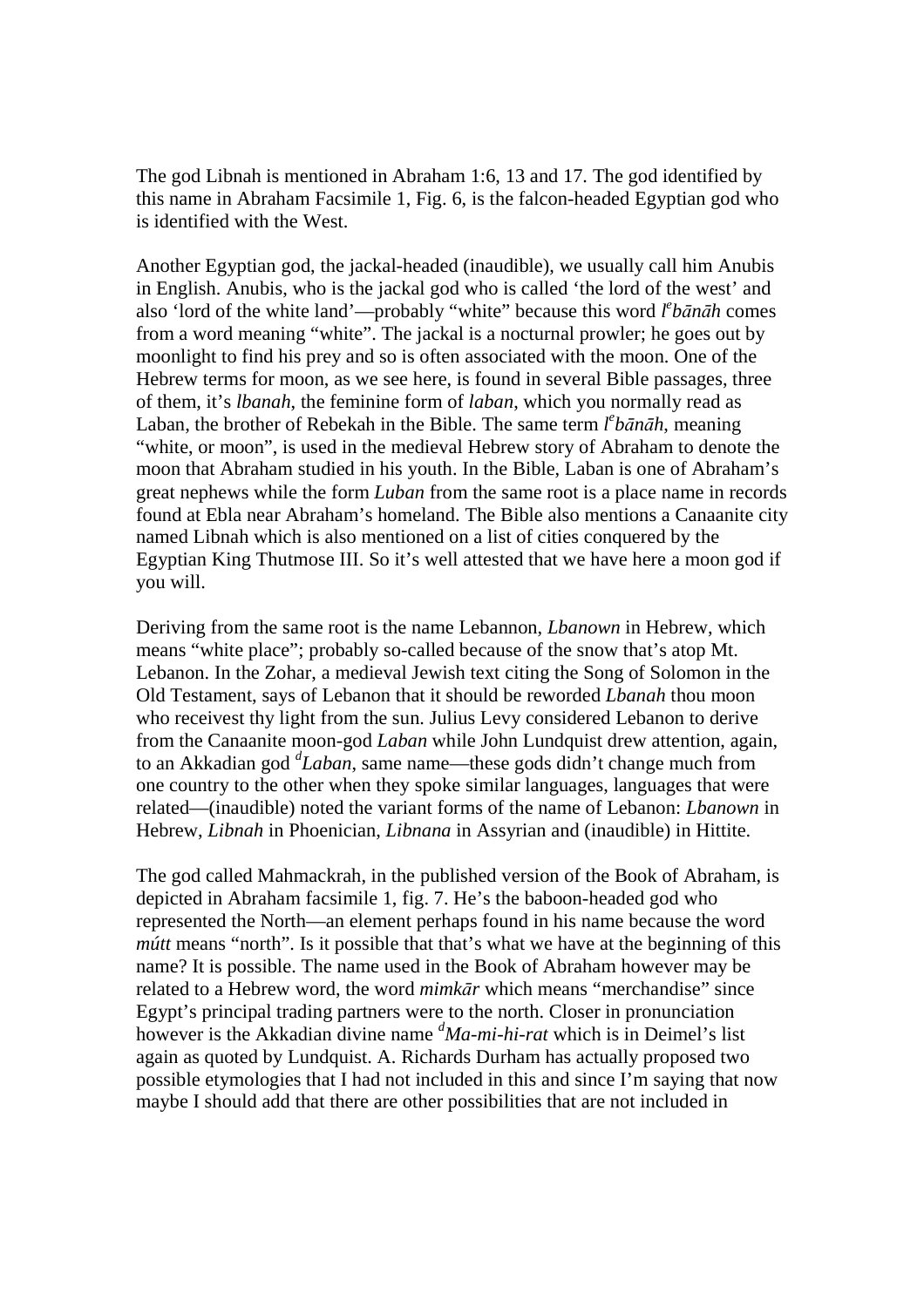The god Libnah is mentioned in Abraham 1:6, 13 and 17. The god identified by this name in Abraham Facsimile 1, Fig. 6, is the falcon-headed Egyptian god who is identified with the West.

Another Egyptian god, the jackal-headed (inaudible), we usually call him Anubis in English. Anubis, who is the jackal god who is called 'the lord of the west' and also 'lord of the white land'—probably "white" because this word *l$^{e}$bānāh* comes from a word meaning "white". The jackal is a nocturnal prowler; he goes out by moonlight to find his prey and so is often associated with the moon. One of the Hebrew terms for moon, as we see here, is found in several Bible passages, three of them, it's *lbanah*, the feminine form of *laban*, which you normally read as Laban, the brother of Rebekah in the Bible. The same term *l$^{e}$bānāh*, meaning "white, or moon", is used in the medieval Hebrew story of Abraham to denote the moon that Abraham studied in his youth. In the Bible, Laban is one of Abraham's great nephews while the form *Luban* from the same root is a place name in records found at Ebla near Abraham's homeland. The Bible also mentions a Canaanite city named Libnah which is also mentioned on a list of cities conquered by the Egyptian King Thutmose III. So it's well attested that we have here a moon god if you will.

Deriving from the same root is the name Lebannon, *Lbanown* in Hebrew, which means "white place"; probably so-called because of the snow that's atop Mt. Lebanon. In the Zohar, a medieval Jewish text citing the Song of Solomon in the Old Testament, says of Lebanon that it should be reworded *Lbanah* thou moon who receivest thy light from the sun. Julius Levy considered Lebanon to derive from the Canaanite moon-god *Laban* while John Lundquist drew attention, again, to an Akkadian god *$^{d}$Laban*, same name—these gods didn't change much from one country to the other when they spoke similar languages, languages that were related—(inaudible) noted the variant forms of the name of Lebanon: *Lbanown* in Hebrew, *Libnah* in Phoenician, *Libnana* in Assyrian and (inaudible) in Hittite.

The god called Mahmackrah, in the published version of the Book of Abraham, is depicted in Abraham facsimile 1, fig. 7. He's the baboon-headed god who represented the North—an element perhaps found in his name because the word *mútt* means "north". Is it possible that that's what we have at the beginning of this name? It is possible. The name used in the Book of Abraham however may be related to a Hebrew word, the word *mimkār* which means "merchandise" since Egypt's principal trading partners were to the north. Closer in pronunciation however is the Akkadian divine name *$^{d}$Ma-mi-hi-rat* which is in Deimel's list again as quoted by Lundquist. A. Richards Durham has actually proposed two possible etymologies that I had not included in this and since I'm saying that now maybe I should add that there are other possibilities that are not included in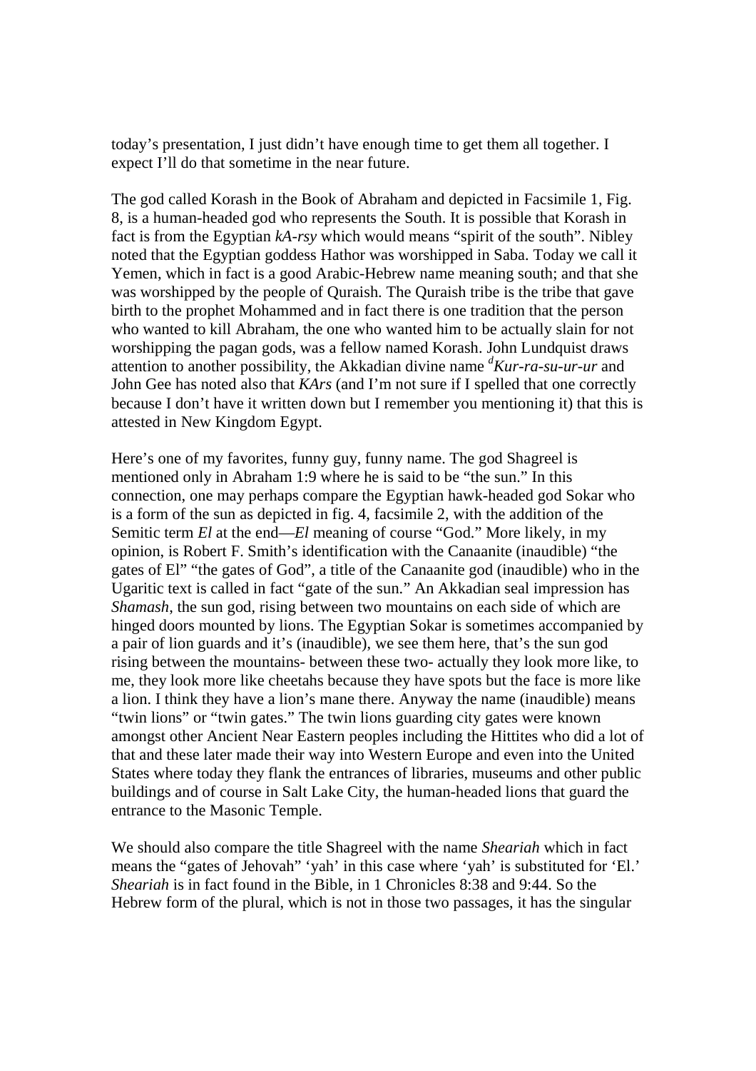today's presentation, I just didn't have enough time to get them all together. I expect I'll do that sometime in the near future.

The god called Korash in the Book of Abraham and depicted in Facsimile 1, Fig. 8, is a human-headed god who represents the South. It is possible that Korash in fact is from the Egyptian *kA-rsy* which would means "spirit of the south". Nibley noted that the Egyptian goddess Hathor was worshipped in Saba. Today we call it Yemen, which in fact is a good Arabic-Hebrew name meaning south; and that she was worshipped by the people of Quraish. The Quraish tribe is the tribe that gave birth to the prophet Mohammed and in fact there is one tradition that the person who wanted to kill Abraham, the one who wanted him to be actually slain for not worshipping the pagan gods, was a fellow named Korash. John Lundquist draws attention to another possibility, the Akkadian divine name *dKur-ra-su-ur-ur* and John Gee has noted also that *KArs* (and I'm not sure if I spelled that one correctly because I don't have it written down but I remember you mentioning it) that this is attested in New Kingdom Egypt.

Here's one of my favorites, funny guy, funny name. The god Shagreel is mentioned only in Abraham 1:9 where he is said to be "the sun." In this connection, one may perhaps compare the Egyptian hawk-headed god Sokar who is a form of the sun as depicted in fig. 4, facsimile 2, with the addition of the Semitic term *El* at the end—*El* meaning of course "God." More likely, in my opinion, is Robert F. Smith's identification with the Canaanite (inaudible) "the gates of El" "the gates of God", a title of the Canaanite god (inaudible) who in the Ugaritic text is called in fact "gate of the sun." An Akkadian seal impression has *Shamash*, the sun god, rising between two mountains on each side of which are hinged doors mounted by lions. The Egyptian Sokar is sometimes accompanied by a pair of lion guards and it's (inaudible), we see them here, that's the sun god rising between the mountains- between these two- actually they look more like, to me, they look more like cheetahs because they have spots but the face is more like a lion. I think they have a lion's mane there. Anyway the name (inaudible) means "twin lions" or "twin gates." The twin lions guarding city gates were known amongst other Ancient Near Eastern peoples including the Hittites who did a lot of that and these later made their way into Western Europe and even into the United States where today they flank the entrances of libraries, museums and other public buildings and of course in Salt Lake City, the human-headed lions that guard the entrance to the Masonic Temple.

We should also compare the title Shagreel with the name *Sheariah* which in fact means the "gates of Jehovah" 'yah' in this case where 'yah' is substituted for 'El.' *Sheariah* is in fact found in the Bible, in 1 Chronicles 8:38 and 9:44. So the Hebrew form of the plural, which is not in those two passages, it has the singular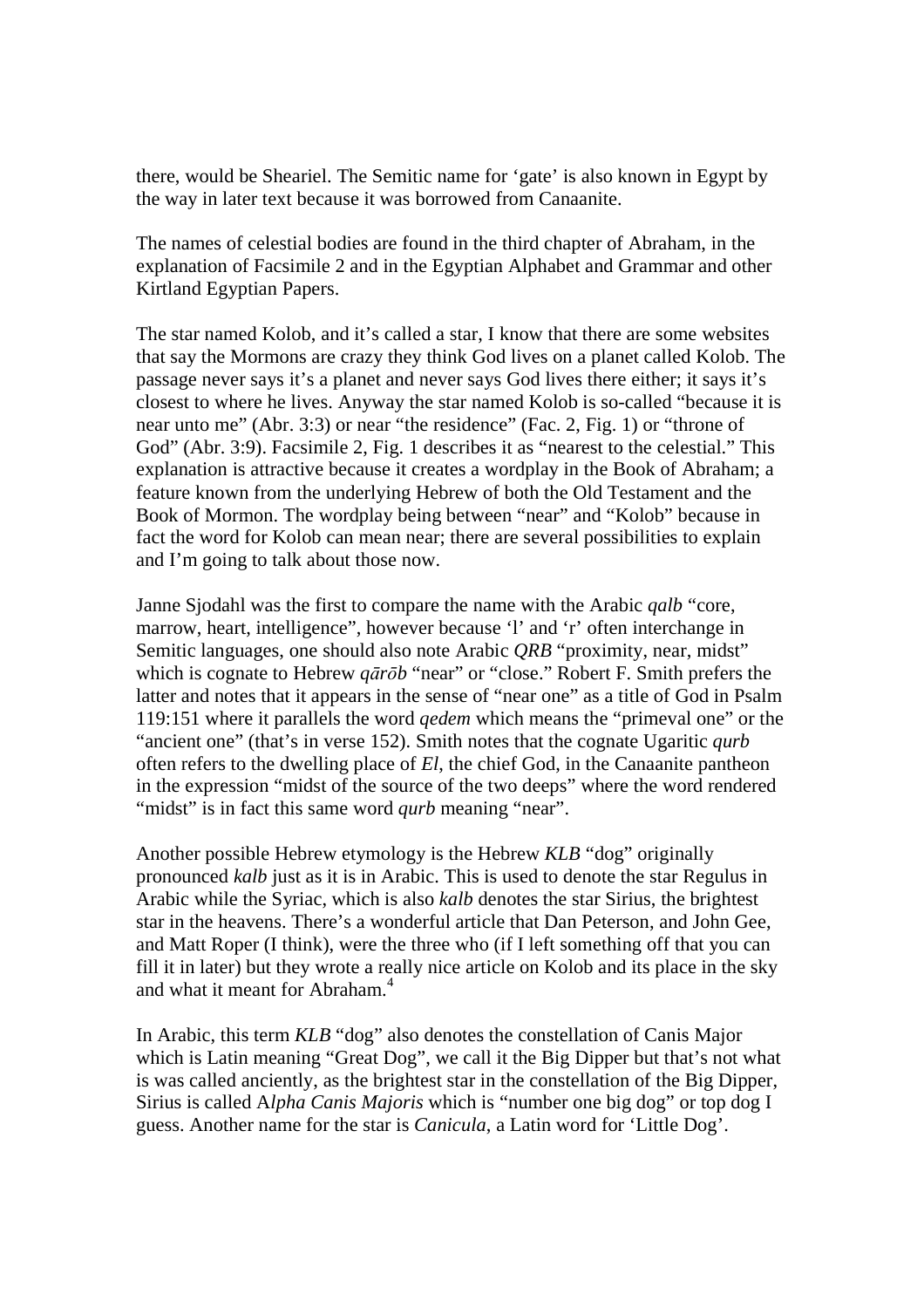there, would be Sheariel. The Semitic name for 'gate' is also known in Egypt by the way in later text because it was borrowed from Canaanite.

The names of celestial bodies are found in the third chapter of Abraham, in the explanation of Facsimile 2 and in the Egyptian Alphabet and Grammar and other Kirtland Egyptian Papers.

The star named Kolob, and it's called a star, I know that there are some websites that say the Mormons are crazy they think God lives on a planet called Kolob. The passage never says it's a planet and never says God lives there either; it says it's closest to where he lives. Anyway the star named Kolob is so-called "because it is near unto me" (Abr. 3:3) or near "the residence" (Fac. 2, Fig. 1) or "throne of God" (Abr. 3:9). Facsimile 2, Fig. 1 describes it as "nearest to the celestial." This explanation is attractive because it creates a wordplay in the Book of Abraham; a feature known from the underlying Hebrew of both the Old Testament and the Book of Mormon. The wordplay being between "near" and "Kolob" because in fact the word for Kolob can mean near; there are several possibilities to explain and I'm going to talk about those now.

Janne Sjodahl was the first to compare the name with the Arabic *qalb* "core, marrow, heart, intelligence", however because 'l' and 'r' often interchange in Semitic languages, one should also note Arabic *QRB* "proximity, near, midst" which is cognate to Hebrew *qārōb* "near" or "close." Robert F. Smith prefers the latter and notes that it appears in the sense of "near one" as a title of God in Psalm 119:151 where it parallels the word *qedem* which means the "primeval one" or the "ancient one" (that's in verse 152). Smith notes that the cognate Ugaritic *qurb* often refers to the dwelling place of *El*, the chief God, in the Canaanite pantheon in the expression "midst of the source of the two deeps" where the word rendered "midst" is in fact this same word *qurb* meaning "near".

Another possible Hebrew etymology is the Hebrew *KLB* "dog" originally pronounced *kalb* just as it is in Arabic. This is used to denote the star Regulus in Arabic while the Syriac, which is also *kalb* denotes the star Sirius, the brightest star in the heavens. There's a wonderful article that Dan Peterson, and John Gee, and Matt Roper (I think), were the three who (if I left something off that you can fill it in later) but they wrote a really nice article on Kolob and its place in the sky and what it meant for Abraham.[4]

In Arabic, this term *KLB* "dog" also denotes the constellation of Canis Major which is Latin meaning "Great Dog", we call it the Big Dipper but that's not what is was called anciently, as the brightest star in the constellation of the Big Dipper, Sirius is called A*lpha Canis Majoris* which is "number one big dog" or top dog I guess. Another name for the star is *Canicula*, a Latin word for 'Little Dog'.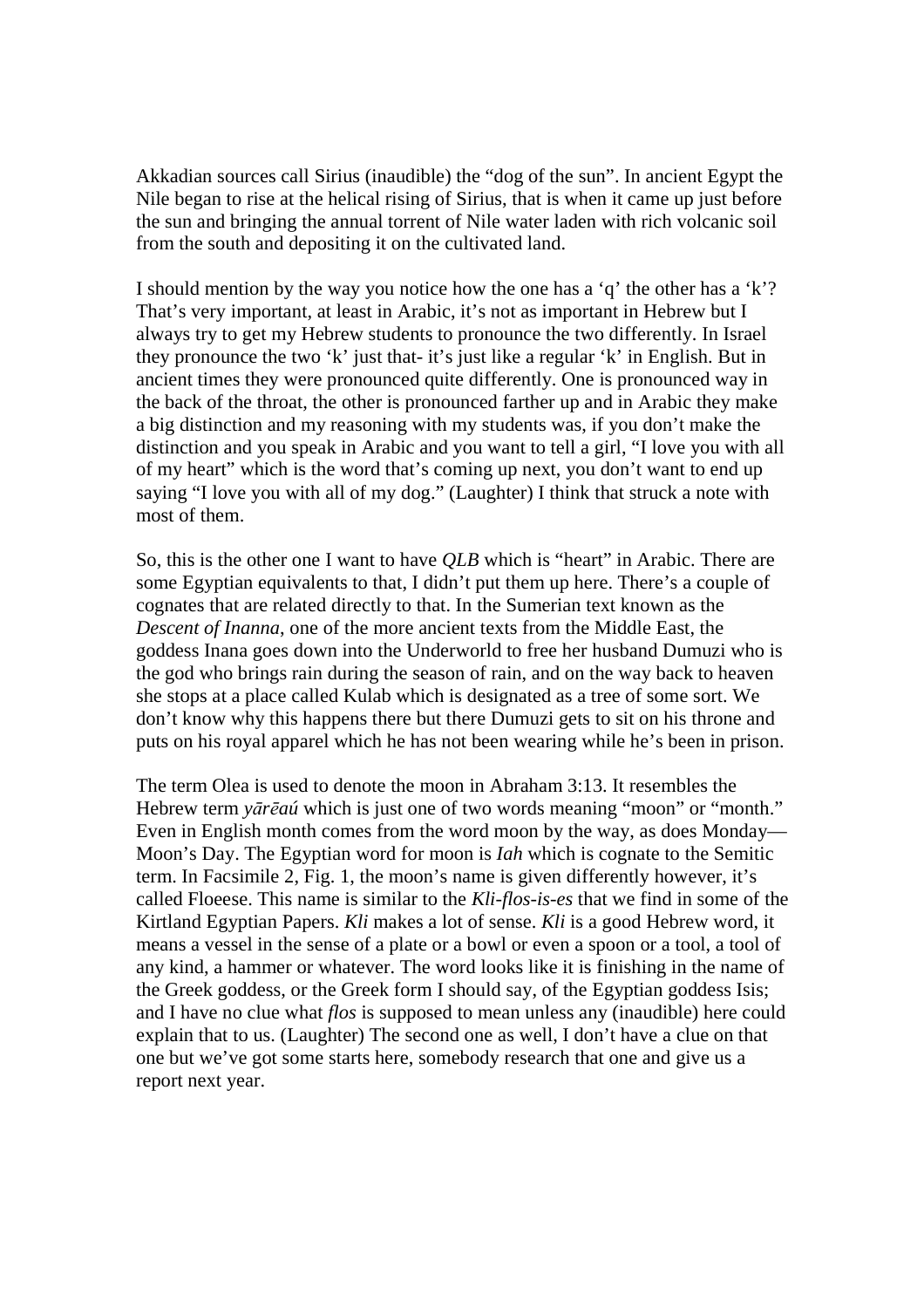Akkadian sources call Sirius (inaudible) the "dog of the sun". In ancient Egypt the Nile began to rise at the helical rising of Sirius, that is when it came up just before the sun and bringing the annual torrent of Nile water laden with rich volcanic soil from the south and depositing it on the cultivated land.

I should mention by the way you notice how the one has a 'q' the other has a 'k'? That's very important, at least in Arabic, it's not as important in Hebrew but I always try to get my Hebrew students to pronounce the two differently. In Israel they pronounce the two 'k' just that- it's just like a regular 'k' in English. But in ancient times they were pronounced quite differently. One is pronounced way in the back of the throat, the other is pronounced farther up and in Arabic they make a big distinction and my reasoning with my students was, if you don't make the distinction and you speak in Arabic and you want to tell a girl, "I love you with all of my heart" which is the word that's coming up next, you don't want to end up saying "I love you with all of my dog." (Laughter) I think that struck a note with most of them.

So, this is the other one I want to have *QLB* which is "heart" in Arabic. There are some Egyptian equivalents to that, I didn't put them up here. There's a couple of cognates that are related directly to that. In the Sumerian text known as the *Descent of Inanna*, one of the more ancient texts from the Middle East, the goddess Inana goes down into the Underworld to free her husband Dumuzi who is the god who brings rain during the season of rain, and on the way back to heaven she stops at a place called Kulab which is designated as a tree of some sort. We don't know why this happens there but there Dumuzi gets to sit on his throne and puts on his royal apparel which he has not been wearing while he's been in prison.

The term Olea is used to denote the moon in Abraham 3:13. It resembles the Hebrew term *yārēaú* which is just one of two words meaning "moon" or "month." Even in English month comes from the word moon by the way, as does Monday—Moon's Day. The Egyptian word for moon is *Iah* which is cognate to the Semitic term. In Facsimile 2, Fig. 1, the moon's name is given differently however, it's called Floeese. This name is similar to the *Kli-flos-is-es* that we find in some of the Kirtland Egyptian Papers. *Kli* makes a lot of sense. *Kli* is a good Hebrew word, it means a vessel in the sense of a plate or a bowl or even a spoon or a tool, a tool of any kind, a hammer or whatever. The word looks like it is finishing in the name of the Greek goddess, or the Greek form I should say, of the Egyptian goddess Isis; and I have no clue what *flos* is supposed to mean unless any (inaudible) here could explain that to us. (Laughter) The second one as well, I don't have a clue on that one but we've got some starts here, somebody research that one and give us a report next year.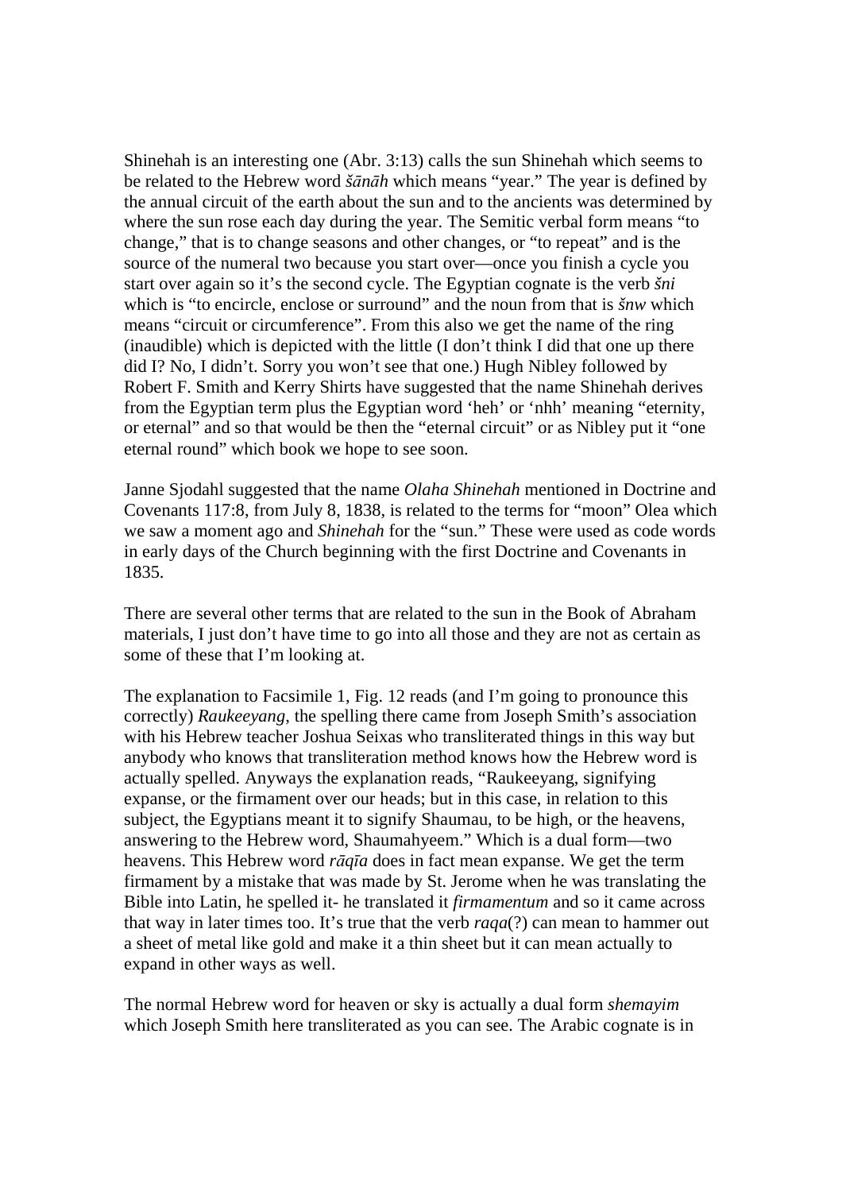Shinehah is an interesting one (Abr. 3:13) calls the sun Shinehah which seems to be related to the Hebrew word *šānāh* which means "year." The year is defined by the annual circuit of the earth about the sun and to the ancients was determined by where the sun rose each day during the year. The Semitic verbal form means "to change," that is to change seasons and other changes, or "to repeat" and is the source of the numeral two because you start over—once you finish a cycle you start over again so it's the second cycle. The Egyptian cognate is the verb *šni* which is "to encircle, enclose or surround" and the noun from that is *šnw* which means "circuit or circumference". From this also we get the name of the ring (inaudible) which is depicted with the little (I don't think I did that one up there did I? No, I didn't. Sorry you won't see that one.) Hugh Nibley followed by Robert F. Smith and Kerry Shirts have suggested that the name Shinehah derives from the Egyptian term plus the Egyptian word 'heh' or 'nhh' meaning "eternity, or eternal" and so that would be then the "eternal circuit" or as Nibley put it "one eternal round" which book we hope to see soon.

Janne Sjodahl suggested that the name *Olaha Shinehah* mentioned in Doctrine and Covenants 117:8, from July 8, 1838, is related to the terms for "moon" Olea which we saw a moment ago and *Shinehah* for the "sun." These were used as code words in early days of the Church beginning with the first Doctrine and Covenants in 1835.

There are several other terms that are related to the sun in the Book of Abraham materials, I just don't have time to go into all those and they are not as certain as some of these that I'm looking at.

The explanation to Facsimile 1, Fig. 12 reads (and I'm going to pronounce this correctly) *Raukeeyang*, the spelling there came from Joseph Smith's association with his Hebrew teacher Joshua Seixas who transliterated things in this way but anybody who knows that transliteration method knows how the Hebrew word is actually spelled. Anyways the explanation reads, "Raukeeyang, signifying expanse, or the firmament over our heads; but in this case, in relation to this subject, the Egyptians meant it to signify Shaumau, to be high, or the heavens, answering to the Hebrew word, Shaumahyeem." Which is a dual form—two heavens. This Hebrew word *rāqīa* does in fact mean expanse. We get the term firmament by a mistake that was made by St. Jerome when he was translating the Bible into Latin, he spelled it- he translated it *firmamentum* and so it came across that way in later times too. It's true that the verb *raqa*(?) can mean to hammer out a sheet of metal like gold and make it a thin sheet but it can mean actually to expand in other ways as well.

The normal Hebrew word for heaven or sky is actually a dual form *shemayim* which Joseph Smith here transliterated as you can see. The Arabic cognate is in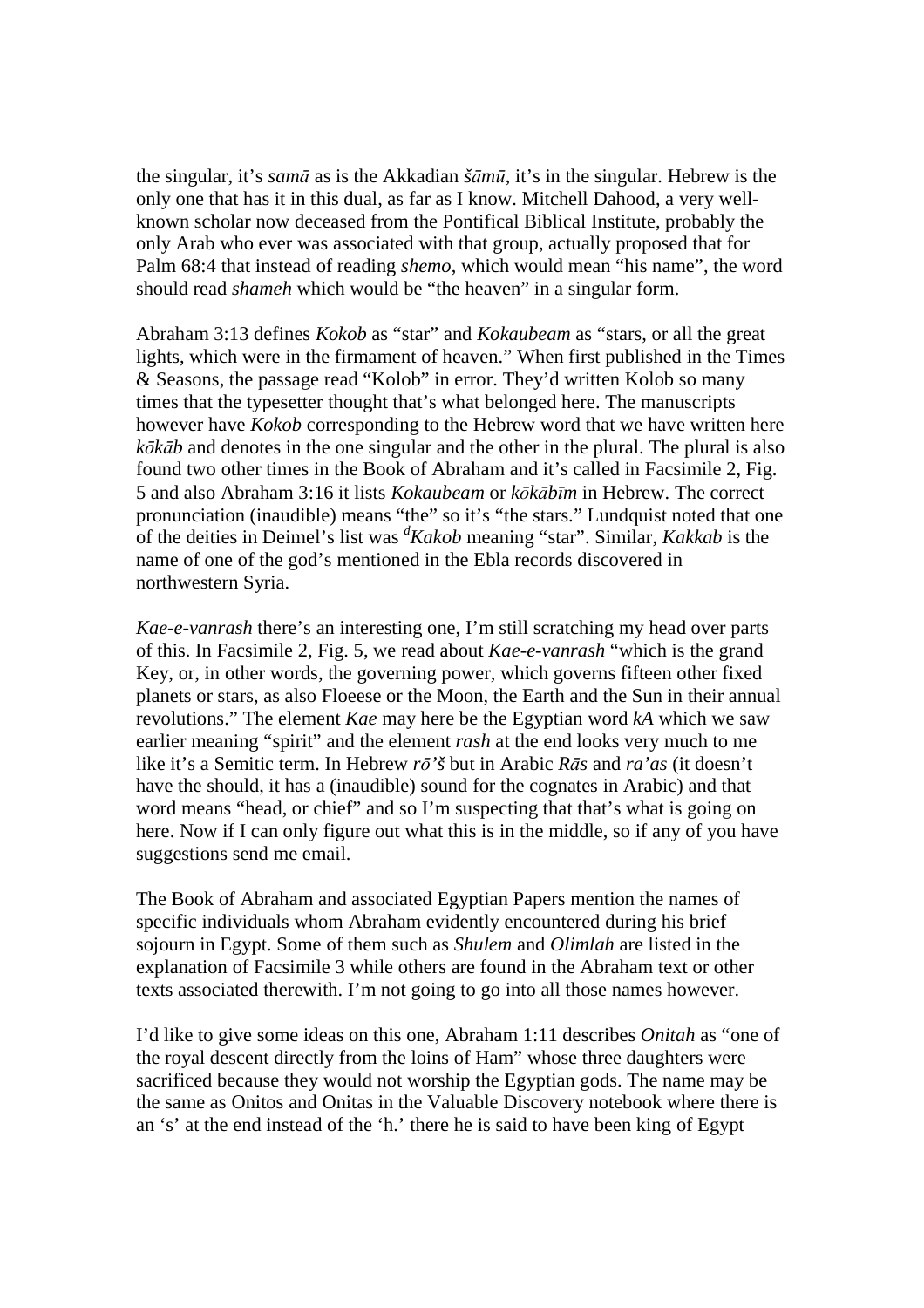the singular, it's *samā* as is the Akkadian *šāmū*, it's in the singular. Hebrew is the only one that has it in this dual, as far as I know. Mitchell Dahood, a very well-known scholar now deceased from the Pontifical Biblical Institute, probably the only Arab who ever was associated with that group, actually proposed that for Palm 68:4 that instead of reading *shemo*, which would mean "his name", the word should read *shameh* which would be "the heaven" in a singular form.

Abraham 3:13 defines *Kokob* as "star" and *Kokaubeam* as "stars, or all the great lights, which were in the firmament of heaven." When first published in the Times & Seasons, the passage read "Kolob" in error. They'd written Kolob so many times that the typesetter thought that's what belonged here. The manuscripts however have *Kokob* corresponding to the Hebrew word that we have written here *kōkāb* and denotes in the one singular and the other in the plural. The plural is also found two other times in the Book of Abraham and it's called in Facsimile 2, Fig. 5 and also Abraham 3:16 it lists *Kokaubeam* or *kōkābīm* in Hebrew. The correct pronunciation (inaudible) means "the" so it's "the stars." Lundquist noted that one of the deities in Deimel's list was *ᵈKakob* meaning "star". Similar, *Kakkab* is the name of one of the god's mentioned in the Ebla records discovered in northwestern Syria.

*Kae-e-vanrash* there's an interesting one, I'm still scratching my head over parts of this. In Facsimile 2, Fig. 5, we read about *Kae-e-vanrash* "which is the grand Key, or, in other words, the governing power, which governs fifteen other fixed planets or stars, as also Floeese or the Moon, the Earth and the Sun in their annual revolutions." The element *Kae* may here be the Egyptian word *kA* which we saw earlier meaning "spirit" and the element *rash* at the end looks very much to me like it's a Semitic term. In Hebrew *rō'š* but in Arabic *Rās* and *ra'as* (it doesn't have the should, it has a (inaudible) sound for the cognates in Arabic) and that word means "head, or chief" and so I'm suspecting that that's what is going on here. Now if I can only figure out what this is in the middle, so if any of you have suggestions send me email.

The Book of Abraham and associated Egyptian Papers mention the names of specific individuals whom Abraham evidently encountered during his brief sojourn in Egypt. Some of them such as *Shulem* and *Olimlah* are listed in the explanation of Facsimile 3 while others are found in the Abraham text or other texts associated therewith. I'm not going to go into all those names however.

I'd like to give some ideas on this one, Abraham 1:11 describes *Onitah* as "one of the royal descent directly from the loins of Ham" whose three daughters were sacrificed because they would not worship the Egyptian gods. The name may be the same as Onitos and Onitas in the Valuable Discovery notebook where there is an 's' at the end instead of the 'h.' there he is said to have been king of Egypt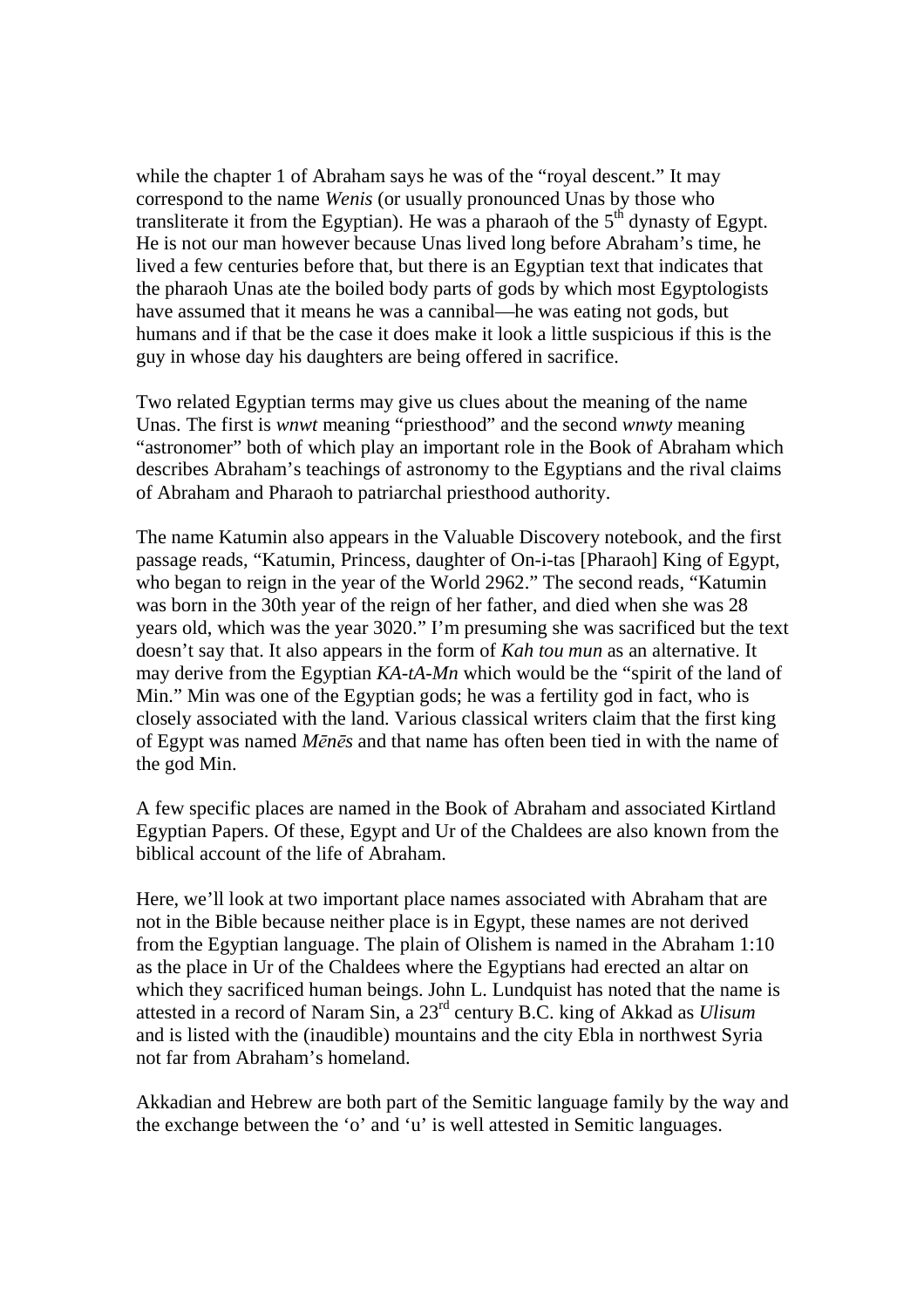while the chapter 1 of Abraham says he was of the "royal descent." It may correspond to the name *Wenis* (or usually pronounced Unas by those who transliterate it from the Egyptian). He was a pharaoh of the 5th dynasty of Egypt. He is not our man however because Unas lived long before Abraham's time, he lived a few centuries before that, but there is an Egyptian text that indicates that the pharaoh Unas ate the boiled body parts of gods by which most Egyptologists have assumed that it means he was a cannibal—he was eating not gods, but humans and if that be the case it does make it look a little suspicious if this is the guy in whose day his daughters are being offered in sacrifice.

Two related Egyptian terms may give us clues about the meaning of the name Unas. The first is *wnwt* meaning "priesthood" and the second *wnwty* meaning "astronomer" both of which play an important role in the Book of Abraham which describes Abraham's teachings of astronomy to the Egyptians and the rival claims of Abraham and Pharaoh to patriarchal priesthood authority.

The name Katumin also appears in the Valuable Discovery notebook, and the first passage reads, "Katumin, Princess, daughter of On-i-tas [Pharaoh] King of Egypt, who began to reign in the year of the World 2962." The second reads, "Katumin was born in the 30th year of the reign of her father, and died when she was 28 years old, which was the year 3020." I'm presuming she was sacrificed but the text doesn't say that. It also appears in the form of *Kah tou mun* as an alternative. It may derive from the Egyptian *KA-tA-Mn* which would be the "spirit of the land of Min." Min was one of the Egyptian gods; he was a fertility god in fact, who is closely associated with the land. Various classical writers claim that the first king of Egypt was named *Mēnēs* and that name has often been tied in with the name of the god Min.

A few specific places are named in the Book of Abraham and associated Kirtland Egyptian Papers. Of these, Egypt and Ur of the Chaldees are also known from the biblical account of the life of Abraham.

Here, we'll look at two important place names associated with Abraham that are not in the Bible because neither place is in Egypt, these names are not derived from the Egyptian language. The plain of Olishem is named in the Abraham 1:10 as the place in Ur of the Chaldees where the Egyptians had erected an altar on which they sacrificed human beings. John L. Lundquist has noted that the name is attested in a record of Naram Sin, a 23rd century B.C. king of Akkad as *Ulisum* and is listed with the (inaudible) mountains and the city Ebla in northwest Syria not far from Abraham's homeland.

Akkadian and Hebrew are both part of the Semitic language family by the way and the exchange between the 'o' and 'u' is well attested in Semitic languages.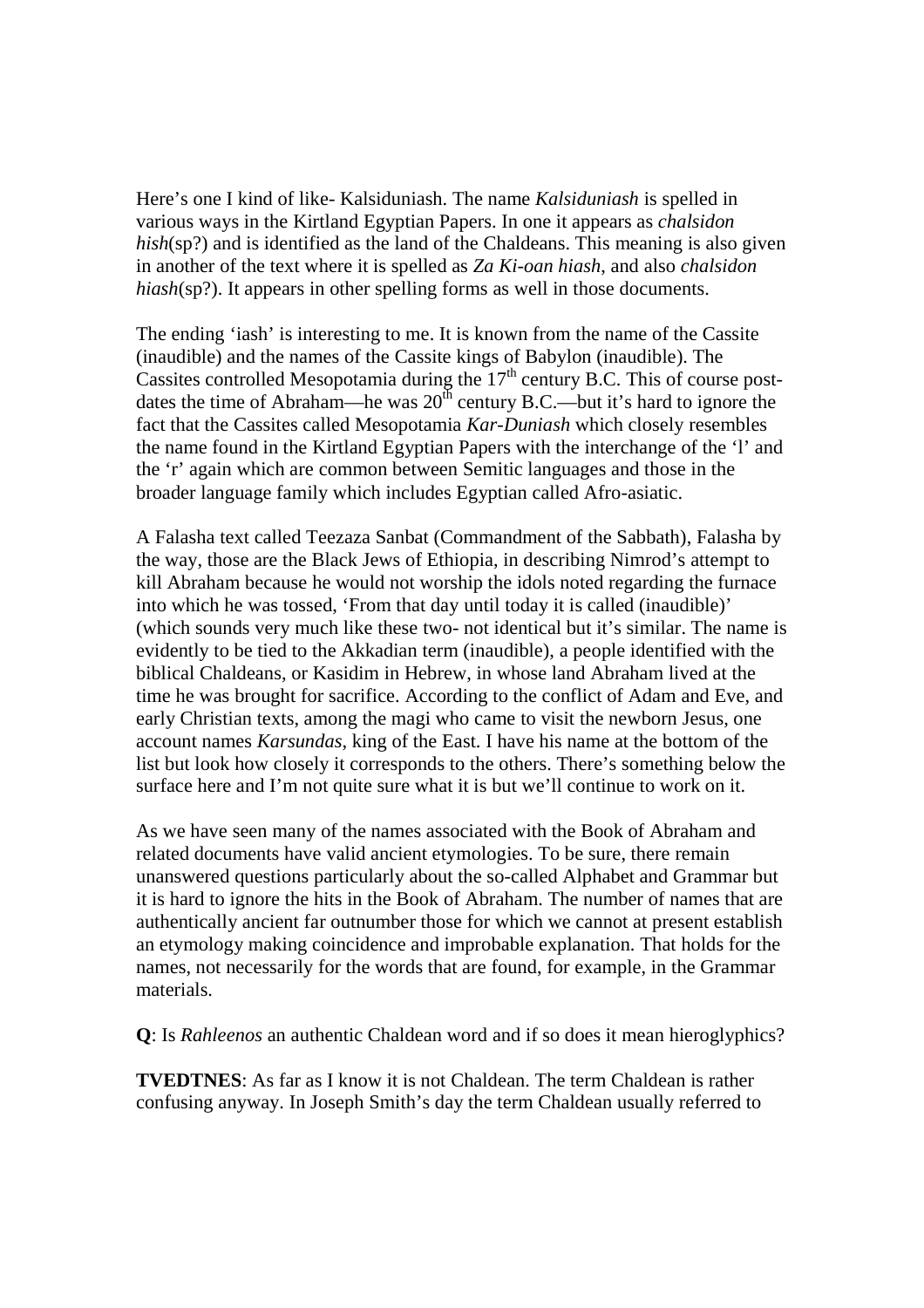Here's one I kind of like- Kalsiduniash. The name *Kalsiduniash* is spelled in various ways in the Kirtland Egyptian Papers. In one it appears as *chalsidon hish*(sp?) and is identified as the land of the Chaldeans. This meaning is also given in another of the text where it is spelled as *Za Ki-oan hiash*, and also *chalsidon hiash*(sp?). It appears in other spelling forms as well in those documents.

The ending 'iash' is interesting to me. It is known from the name of the Cassite (inaudible) and the names of the Cassite kings of Babylon (inaudible). The Cassites controlled Mesopotamia during the 17th century B.C. This of course post-dates the time of Abraham—he was 20th century B.C.—but it's hard to ignore the fact that the Cassites called Mesopotamia *Kar-Duniash* which closely resembles the name found in the Kirtland Egyptian Papers with the interchange of the 'l' and the 'r' again which are common between Semitic languages and those in the broader language family which includes Egyptian called Afro-asiatic.

A Falasha text called Teezaza Sanbat (Commandment of the Sabbath), Falasha by the way, those are the Black Jews of Ethiopia, in describing Nimrod's attempt to kill Abraham because he would not worship the idols noted regarding the furnace into which he was tossed, 'From that day until today it is called (inaudible)' (which sounds very much like these two- not identical but it's similar. The name is evidently to be tied to the Akkadian term (inaudible), a people identified with the biblical Chaldeans, or Kasidim in Hebrew, in whose land Abraham lived at the time he was brought for sacrifice. According to the conflict of Adam and Eve, and early Christian texts, among the magi who came to visit the newborn Jesus, one account names *Karsundas*, king of the East. I have his name at the bottom of the list but look how closely it corresponds to the others. There's something below the surface here and I'm not quite sure what it is but we'll continue to work on it.

As we have seen many of the names associated with the Book of Abraham and related documents have valid ancient etymologies. To be sure, there remain unanswered questions particularly about the so-called Alphabet and Grammar but it is hard to ignore the hits in the Book of Abraham. The number of names that are authentically ancient far outnumber those for which we cannot at present establish an etymology making coincidence and improbable explanation. That holds for the names, not necessarily for the words that are found, for example, in the Grammar materials.

**Q**: Is *Rahleenos* an authentic Chaldean word and if so does it mean hieroglyphics?

**TVEDTNES**: As far as I know it is not Chaldean. The term Chaldean is rather confusing anyway. In Joseph Smith's day the term Chaldean usually referred to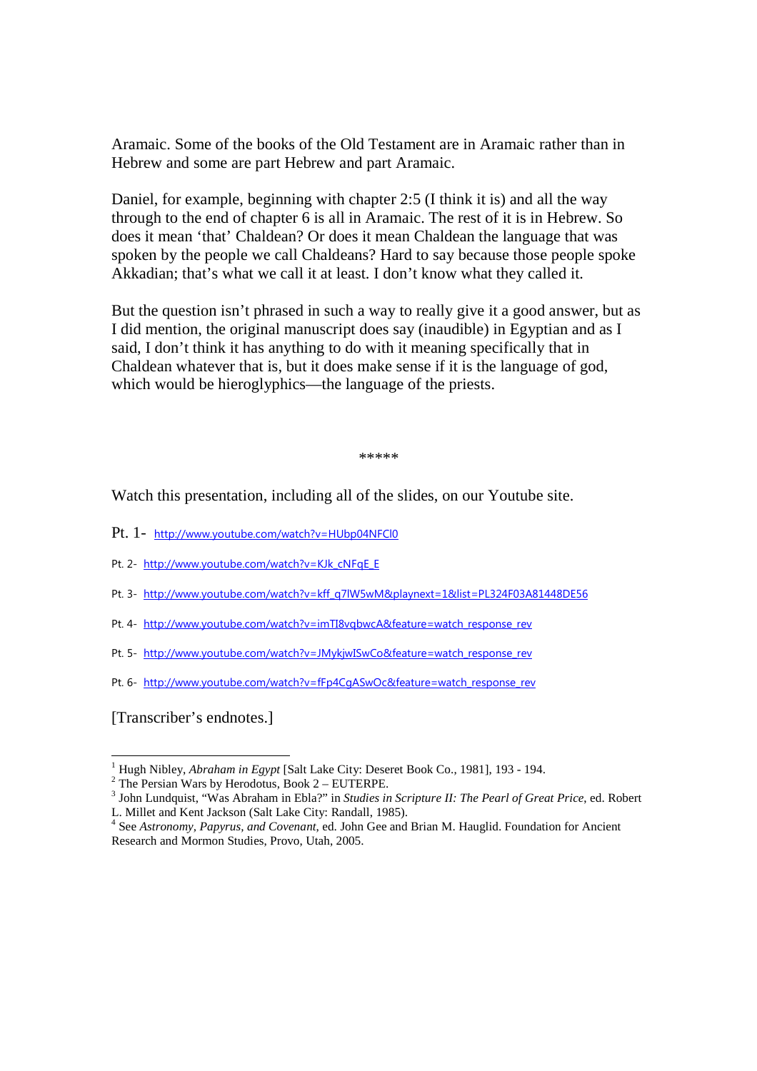Aramaic. Some of the books of the Old Testament are in Aramaic rather than in Hebrew and some are part Hebrew and part Aramaic.

Daniel, for example, beginning with chapter 2:5 (I think it is) and all the way through to the end of chapter 6 is all in Aramaic. The rest of it is in Hebrew. So does it mean 'that' Chaldean? Or does it mean Chaldean the language that was spoken by the people we call Chaldeans? Hard to say because those people spoke Akkadian; that's what we call it at least. I don't know what they called it.

But the question isn't phrased in such a way to really give it a good answer, but as I did mention, the original manuscript does say (inaudible) in Egyptian and as I said, I don't think it has anything to do with it meaning specifically that in Chaldean whatever that is, but it does make sense if it is the language of god, which would be hieroglyphics—the language of the priests.

*****

Watch this presentation, including all of the slides, on our Youtube site.

Pt. 1- http://www.youtube.com/watch?v=HUbp04NFCl0

Pt. 2- http://www.youtube.com/watch?v=KJk_cNFqE_E

Pt. 3- http://www.youtube.com/watch?v=kff_q7lW5wM&playnext=1&list=PL324F03A81448DE56

Pt. 4- http://www.youtube.com/watch?v=imTI8vqbwcA&feature=watch_response_rev

Pt. 5- http://www.youtube.com/watch?v=JMykjwISwCo&feature=watch_response_rev

Pt. 6- http://www.youtube.com/watch?v=fFp4CgASwOc&feature=watch_response_rev

[Transcriber's endnotes.]

---

[1] Hugh Nibley, *Abraham in Egypt* [Salt Lake City: Deseret Book Co., 1981], 193 - 194.

[2] The Persian Wars by Herodotus, Book 2 – EUTERPE.

[3] John Lundquist, "Was Abraham in Ebla?" in *Studies in Scripture II: The Pearl of Great Price*, ed. Robert L. Millet and Kent Jackson (Salt Lake City: Randall, 1985).

[4] See *Astronomy, Papyrus, and Covenant*, ed. John Gee and Brian M. Hauglid. Foundation for Ancient Research and Mormon Studies, Provo, Utah, 2005.